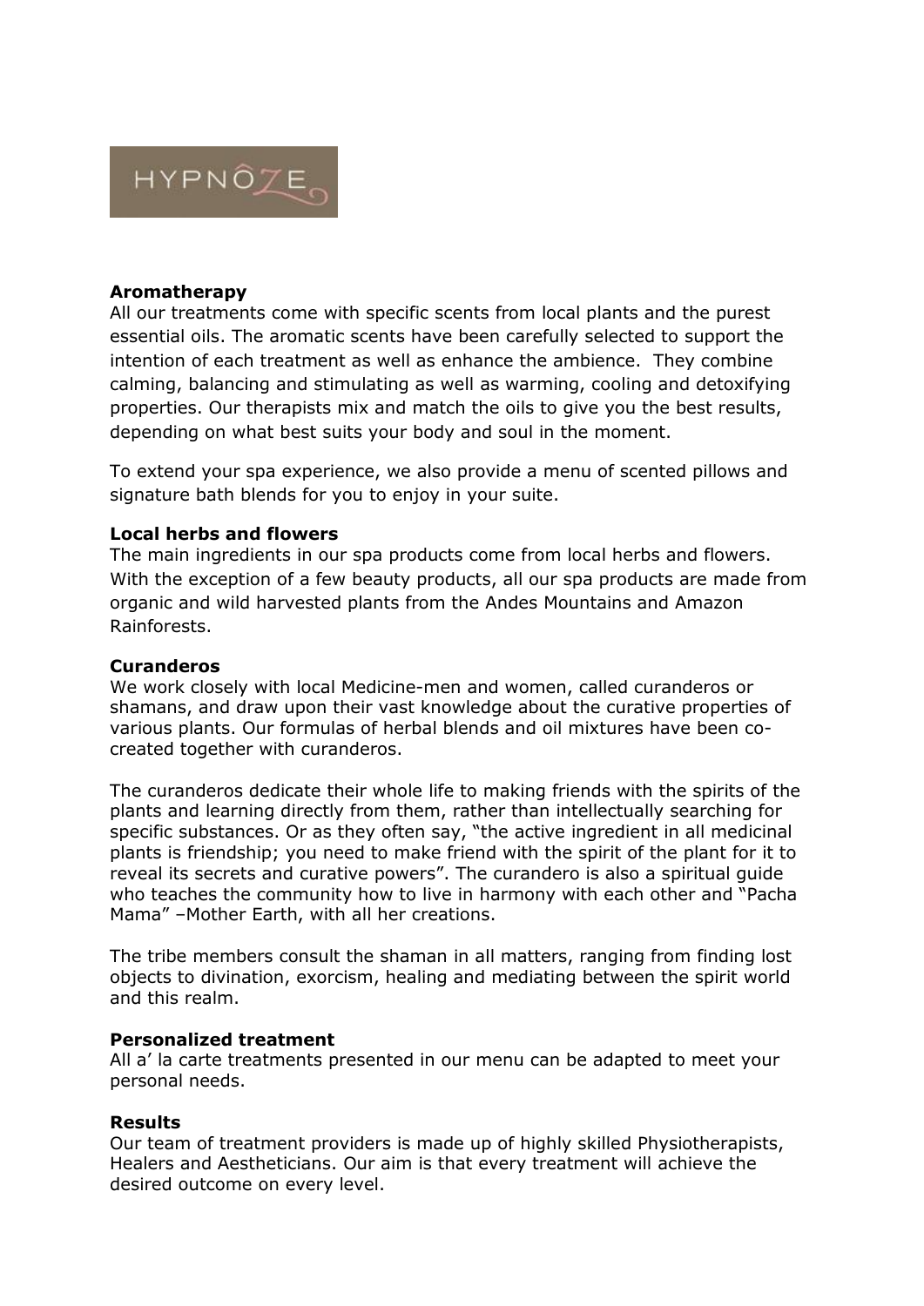HYPNÔZE

**Aromatherapy**
All our treatments come with specific scents from local plants and the purest essential oils. The aromatic scents have been carefully selected to support the intention of each treatment as well as enhance the ambience. They combine calming, balancing and stimulating as well as warming, cooling and detoxifying properties. Our therapists mix and match the oils to give you the best results, depending on what best suits your body and soul in the moment.

To extend your spa experience, we also provide a menu of scented pillows and signature bath blends for you to enjoy in your suite.

**Local herbs and flowers**
The main ingredients in our spa products come from local herbs and flowers. With the exception of a few beauty products, all our spa products are made from organic and wild harvested plants from the Andes Mountains and Amazon Rainforests.

**Curanderos**
We work closely with local Medicine-men and women, called curanderos or shamans, and draw upon their vast knowledge about the curative properties of various plants. Our formulas of herbal blends and oil mixtures have been co-created together with curanderos.

The curanderos dedicate their whole life to making friends with the spirits of the plants and learning directly from them, rather than intellectually searching for specific substances. Or as they often say, "the active ingredient in all medicinal plants is friendship; you need to make friend with the spirit of the plant for it to reveal its secrets and curative powers". The curandero is also a spiritual guide who teaches the community how to live in harmony with each other and "Pacha Mama" –Mother Earth, with all her creations.

The tribe members consult the shaman in all matters, ranging from finding lost objects to divination, exorcism, healing and mediating between the spirit world and this realm.

**Personalized treatment**
All a' la carte treatments presented in our menu can be adapted to meet your personal needs.

**Results**
Our team of treatment providers is made up of highly skilled Physiotherapists, Healers and Aestheticians. Our aim is that every treatment will achieve the desired outcome on every level.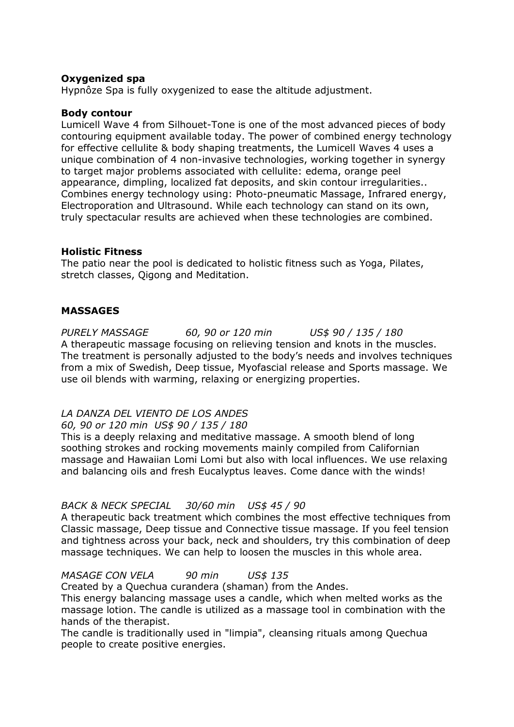**Oxygenized spa**
Hypnôze Spa is fully oxygenized to ease the altitude adjustment.

**Body contour**
Lumicell Wave 4 from Silhouet-Tone is one of the most advanced pieces of body contouring equipment available today. The power of combined energy technology for effective cellulite & body shaping treatments, the Lumicell Waves 4 uses a unique combination of 4 non-invasive technologies, working together in synergy to target major problems associated with cellulite: edema, orange peel appearance, dimpling, localized fat deposits, and skin contour irregularities.. Combines energy technology using: Photo-pneumatic Massage, Infrared energy, Electroporation and Ultrasound. While each technology can stand on its own, truly spectacular results are achieved when these technologies are combined.

**Holistic Fitness**
The patio near the pool is dedicated to holistic fitness such as Yoga, Pilates, stretch classes, Qigong and Meditation.

## MASSAGES

*PURELY MASSAGE 60, 90 or 120 min US$ 90 / 135 / 180*
A therapeutic massage focusing on relieving tension and knots in the muscles. The treatment is personally adjusted to the body's needs and involves techniques from a mix of Swedish, Deep tissue, Myofascial release and Sports massage. We use oil blends with warming, relaxing or energizing properties.

*LA DANZA DEL VIENTO DE LOS ANDES*
*60, 90 or 120 min US$ 90 / 135 / 180*
This is a deeply relaxing and meditative massage. A smooth blend of long soothing strokes and rocking movements mainly compiled from Californian massage and Hawaiian Lomi Lomi but also with local influences. We use relaxing and balancing oils and fresh Eucalyptus leaves. Come dance with the winds!

*BACK & NECK SPECIAL 30/60 min US$ 45 / 90*
A therapeutic back treatment which combines the most effective techniques from Classic massage, Deep tissue and Connective tissue massage. If you feel tension and tightness across your back, neck and shoulders, try this combination of deep massage techniques. We can help to loosen the muscles in this whole area.

*MASAGE CON VELA 90 min US$ 135*
Created by a Quechua curandera (shaman) from the Andes.
This energy balancing massage uses a candle, which when melted works as the massage lotion. The candle is utilized as a massage tool in combination with the hands of the therapist.
The candle is traditionally used in "limpia", cleansing rituals among Quechua people to create positive energies.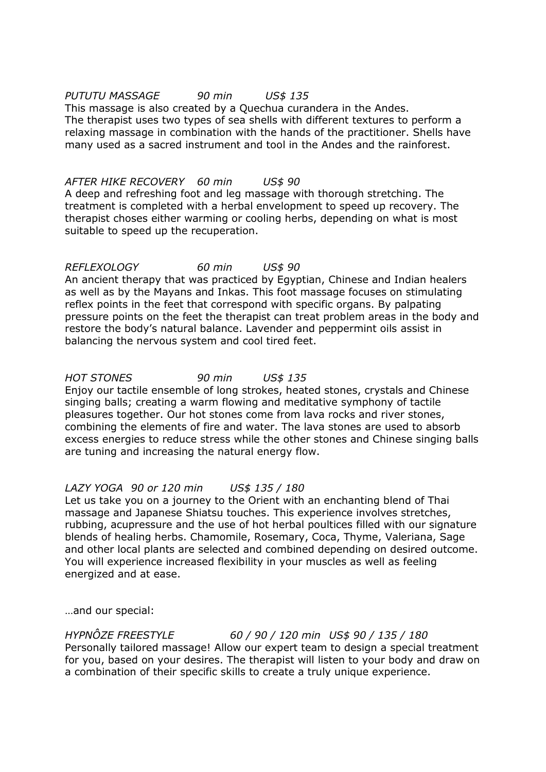*PUTUTU MASSAGE 90 min US$ 135*

This massage is also created by a Quechua curandera in the Andes. The therapist uses two types of sea shells with different textures to perform a relaxing massage in combination with the hands of the practitioner. Shells have many used as a sacred instrument and tool in the Andes and the rainforest.

*AFTER HIKE RECOVERY 60 min US$ 90*

A deep and refreshing foot and leg massage with thorough stretching. The treatment is completed with a herbal envelopment to speed up recovery. The therapist choses either warming or cooling herbs, depending on what is most suitable to speed up the recuperation.

*REFLEXOLOGY 60 min US$ 90*

An ancient therapy that was practiced by Egyptian, Chinese and Indian healers as well as by the Mayans and Inkas. This foot massage focuses on stimulating reflex points in the feet that correspond with specific organs. By palpating pressure points on the feet the therapist can treat problem areas in the body and restore the body's natural balance. Lavender and peppermint oils assist in balancing the nervous system and cool tired feet.

*HOT STONES 90 min US$ 135*

Enjoy our tactile ensemble of long strokes, heated stones, crystals and Chinese singing balls; creating a warm flowing and meditative symphony of tactile pleasures together. Our hot stones come from lava rocks and river stones, combining the elements of fire and water. The lava stones are used to absorb excess energies to reduce stress while the other stones and Chinese singing balls are tuning and increasing the natural energy flow.

*LAZY YOGA 90 or 120 min US$ 135 / 180*

Let us take you on a journey to the Orient with an enchanting blend of Thai massage and Japanese Shiatsu touches. This experience involves stretches, rubbing, acupressure and the use of hot herbal poultices filled with our signature blends of healing herbs. Chamomile, Rosemary, Coca, Thyme, Valeriana, Sage and other local plants are selected and combined depending on desired outcome. You will experience increased flexibility in your muscles as well as feeling energized and at ease.

…and our special:

*HYPNÔZE FREESTYLE 60 / 90 / 120 min US$ 90 / 135 / 180*

Personally tailored massage! Allow our expert team to design a special treatment for you, based on your desires. The therapist will listen to your body and draw on a combination of their specific skills to create a truly unique experience.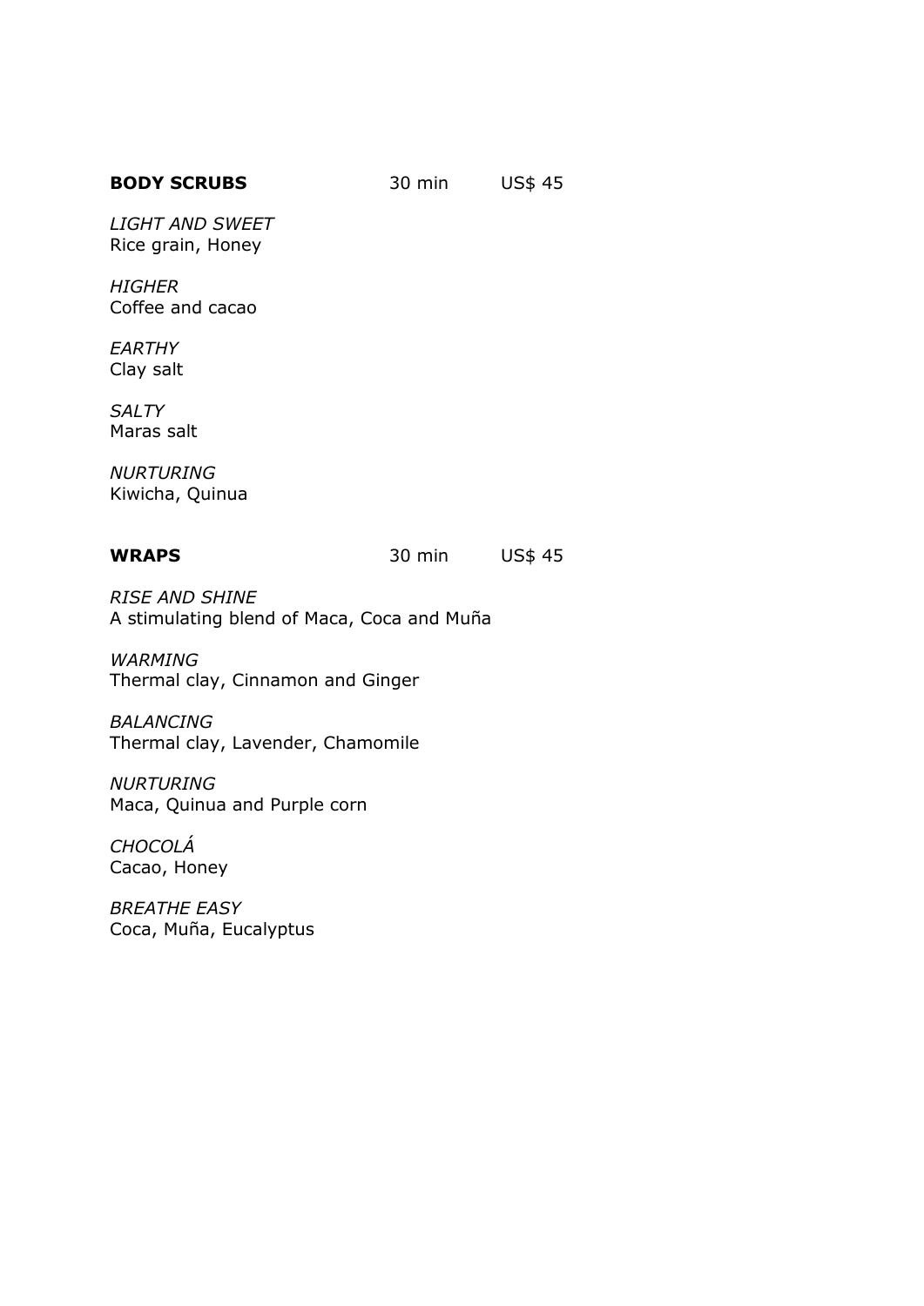**BODY SCRUBS** 30 min US$ 45

*LIGHT AND SWEET*
Rice grain, Honey

*HIGHER*
Coffee and cacao

*EARTHY*
Clay salt

*SALTY*
Maras salt

*NURTURING*
Kiwicha, Quinua

**WRAPS** 30 min US$ 45

*RISE AND SHINE*
A stimulating blend of Maca, Coca and Muña

*WARMING*
Thermal clay, Cinnamon and Ginger

*BALANCING*
Thermal clay, Lavender, Chamomile

*NURTURING*
Maca, Quinua and Purple corn

*CHOCOLÁ*
Cacao, Honey

*BREATHE EASY*
Coca, Muña, Eucalyptus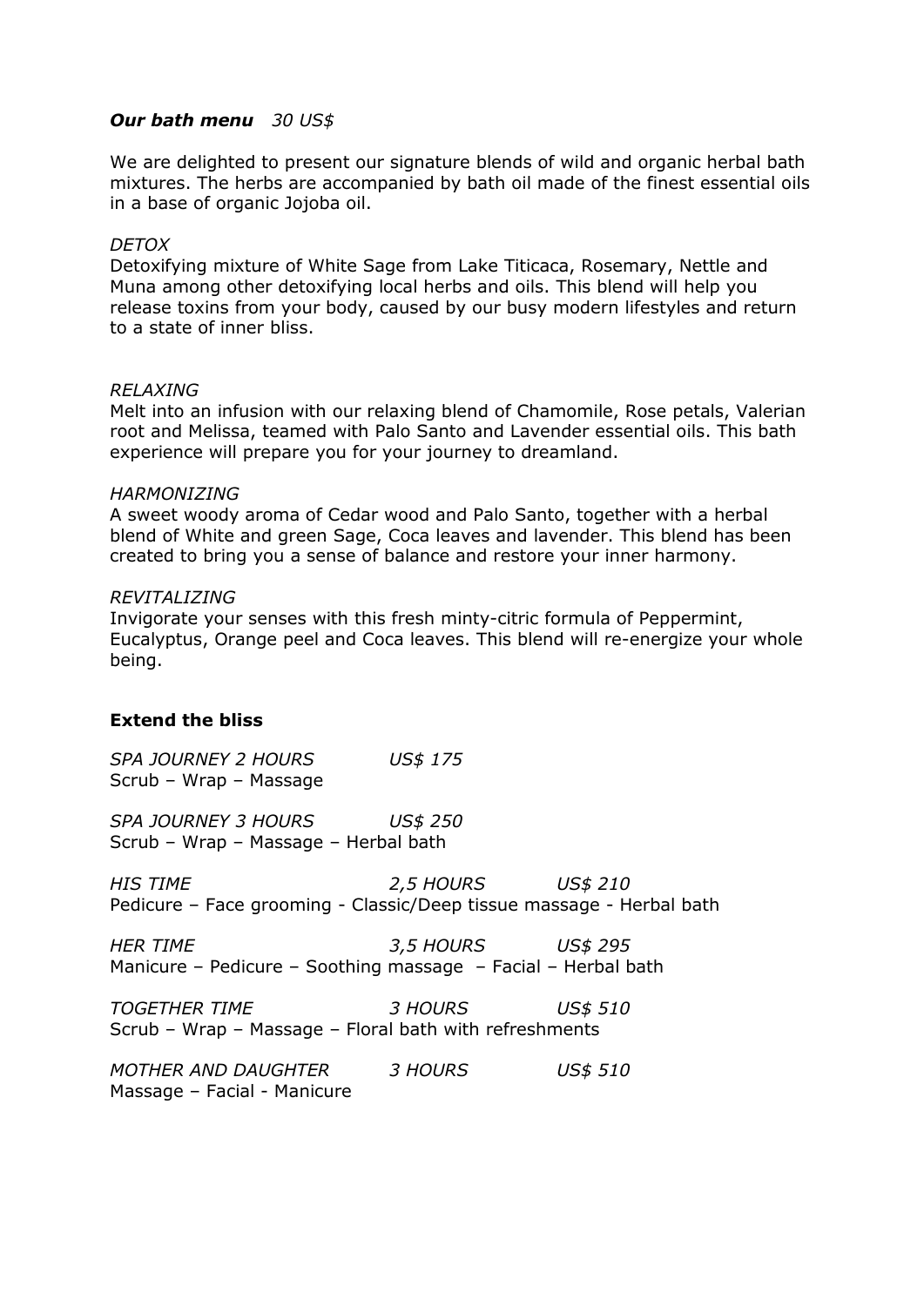***Our bath menu*** *30 US$*

We are delighted to present our signature blends of wild and organic herbal bath mixtures. The herbs are accompanied by bath oil made of the finest essential oils in a base of organic Jojoba oil.

*DETOX*
Detoxifying mixture of White Sage from Lake Titicaca, Rosemary, Nettle and Muna among other detoxifying local herbs and oils. This blend will help you release toxins from your body, caused by our busy modern lifestyles and return to a state of inner bliss.

*RELAXING*
Melt into an infusion with our relaxing blend of Chamomile, Rose petals, Valerian root and Melissa, teamed with Palo Santo and Lavender essential oils. This bath experience will prepare you for your journey to dreamland.

*HARMONIZING*
A sweet woody aroma of Cedar wood and Palo Santo, together with a herbal blend of White and green Sage, Coca leaves and lavender. This blend has been created to bring you a sense of balance and restore your inner harmony.

*REVITALIZING*
Invigorate your senses with this fresh minty-citric formula of Peppermint, Eucalyptus, Orange peel and Coca leaves. This blend will re-energize your whole being.

**Extend the bliss**

*SPA JOURNEY 2 HOURS* *US$ 175*
Scrub – Wrap – Massage

*SPA JOURNEY 3 HOURS* *US$ 250*
Scrub – Wrap – Massage – Herbal bath

*HIS TIME* *2,5 HOURS* *US$ 210*
Pedicure – Face grooming - Classic/Deep tissue massage - Herbal bath

*HER TIME* *3,5 HOURS* *US$ 295*
Manicure – Pedicure – Soothing massage – Facial – Herbal bath

*TOGETHER TIME* *3 HOURS* *US$ 510*
Scrub – Wrap – Massage – Floral bath with refreshments

*MOTHER AND DAUGHTER* *3 HOURS* *US$ 510*
Massage – Facial - Manicure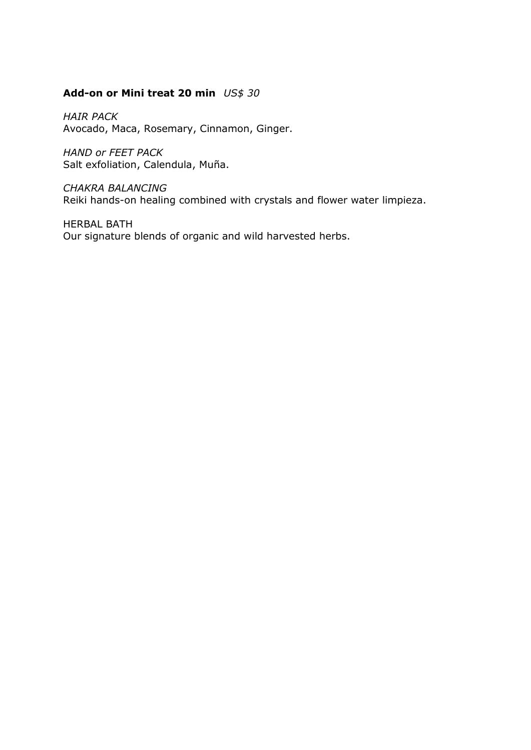**Add-on or Mini treat 20 min** *US$ 30*

*HAIR PACK*
Avocado, Maca, Rosemary, Cinnamon, Ginger.

*HAND or FEET PACK*
Salt exfoliation, Calendula, Muña.

*CHAKRA BALANCING*
Reiki hands-on healing combined with crystals and flower water limpieza.

HERBAL BATH
Our signature blends of organic and wild harvested herbs.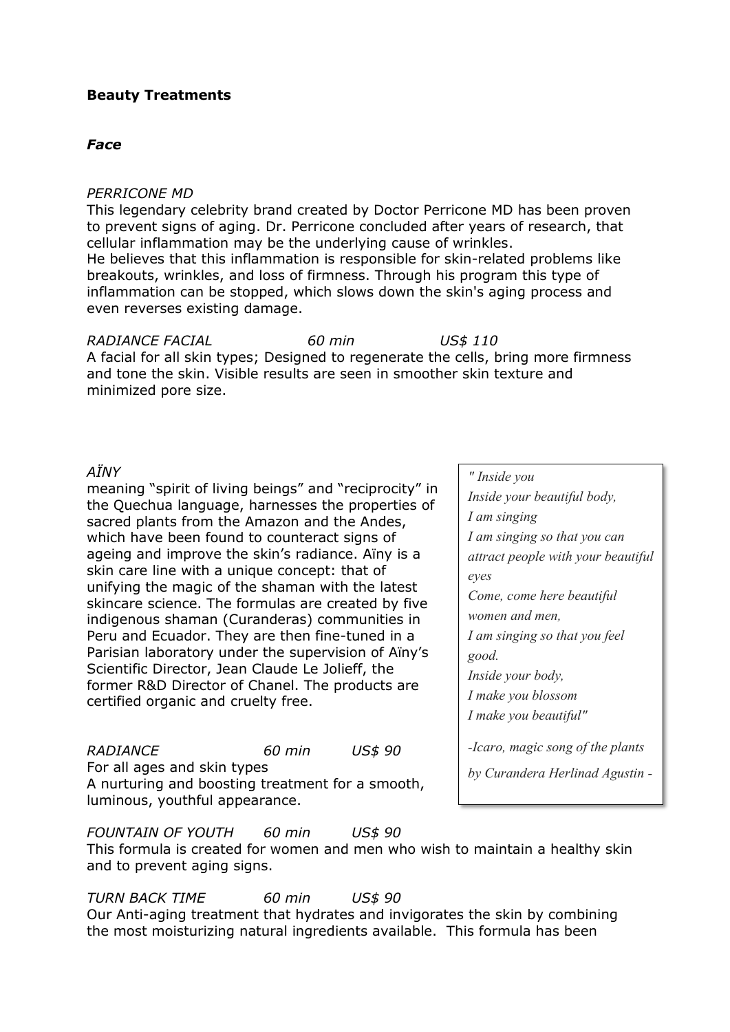**Beauty Treatments**

***Face***

*PERRICONE MD*

This legendary celebrity brand created by Doctor Perricone MD has been proven to prevent signs of aging. Dr. Perricone concluded after years of research, that cellular inflammation may be the underlying cause of wrinkles.
He believes that this inflammation is responsible for skin-related problems like breakouts, wrinkles, and loss of firmness. Through his program this type of inflammation can be stopped, which slows down the skin's aging process and even reverses existing damage.

*RADIANCE FACIAL 60 min US$ 110*

A facial for all skin types; Designed to regenerate the cells, bring more firmness and tone the skin. Visible results are seen in smoother skin texture and minimized pore size.

*AÏNY*

meaning "spirit of living beings" and "reciprocity" in the Quechua language, harnesses the properties of sacred plants from the Amazon and the Andes, which have been found to counteract signs of ageing and improve the skin's radiance. Aïny is a skin care line with a unique concept: that of unifying the magic of the shaman with the latest skincare science. The formulas are created by five indigenous shaman (Curanderas) communities in Peru and Ecuador. They are then fine-tuned in a Parisian laboratory under the supervision of Aïny's Scientific Director, Jean Claude Le Jolieff, the former R&D Director of Chanel. The products are certified organic and cruelty free.

*" Inside you*
*Inside your beautiful body,*
*I am singing*
*I am singing so that you can attract people with your beautiful eyes*
*Come, come here beautiful women and men,*
*I am singing so that you feel good.*
*Inside your body,*
*I make you blossom*
*I make you beautiful"*

*-Icaro, magic song of the plants*
*by Curandera Herlinad Agustin -*

*RADIANCE 60 min US$ 90*

For all ages and skin types
A nurturing and boosting treatment for a smooth, luminous, youthful appearance.

*FOUNTAIN OF YOUTH 60 min US$ 90*

This formula is created for women and men who wish to maintain a healthy skin and to prevent aging signs.

*TURN BACK TIME 60 min US$ 90*

Our Anti-aging treatment that hydrates and invigorates the skin by combining the most moisturizing natural ingredients available. This formula has been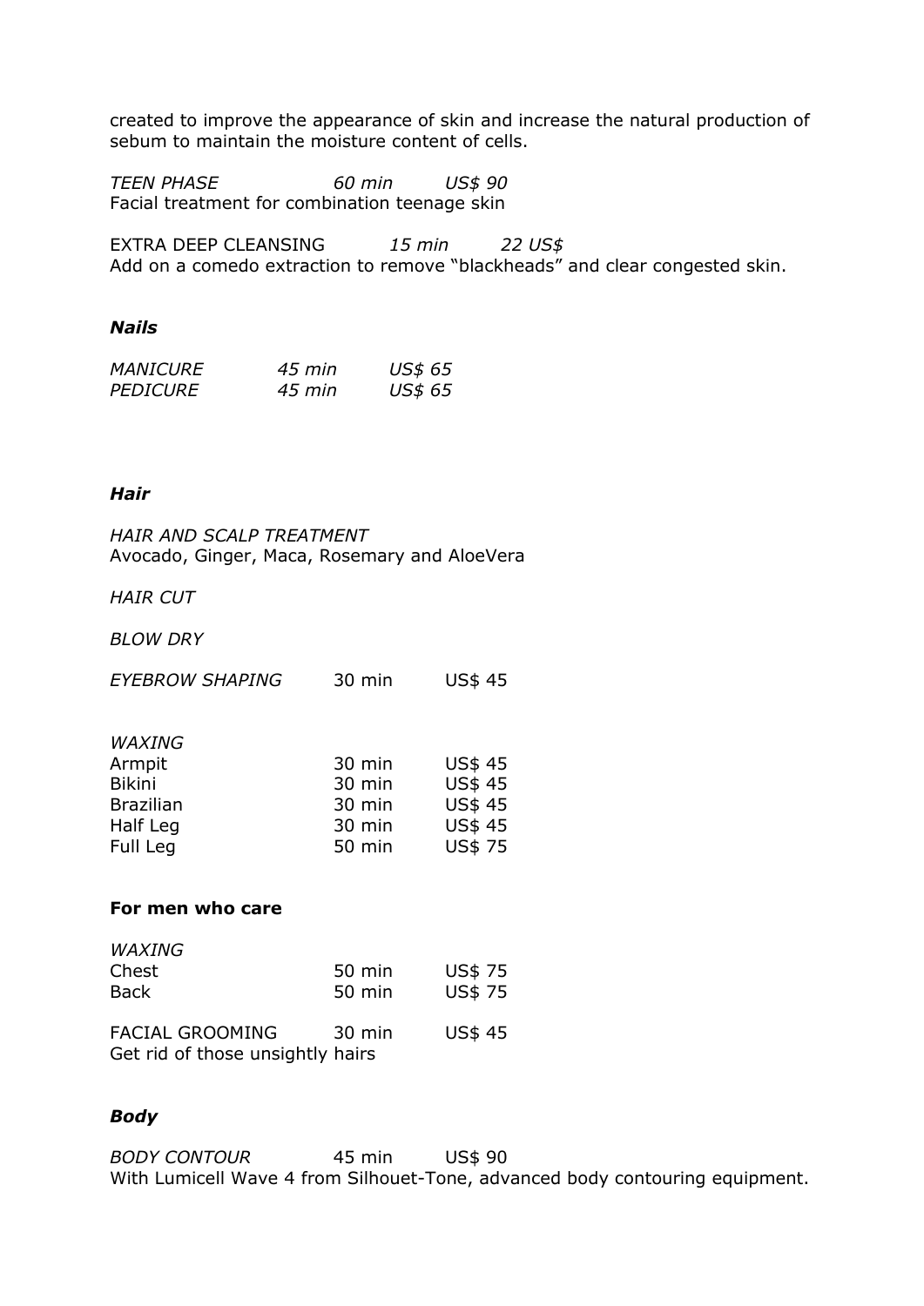created to improve the appearance of skin and increase the natural production of sebum to maintain the moisture content of cells.

*TEEN PHASE* *60 min* *US$ 90*
Facial treatment for combination teenage skin

EXTRA DEEP CLEANSING *15 min* *22 US$*
Add on a comedo extraction to remove "blackheads" and clear congested skin.

### *Nails*

| | | |
|---|---|---|
| *MANICURE* | *45 min* | *US$ 65* |
| *PEDICURE* | *45 min* | *US$ 65* |

### *Hair*

*HAIR AND SCALP TREATMENT*
Avocado, Ginger, Maca, Rosemary and AloeVera

*HAIR CUT*

*BLOW DRY*

| | | |
|---|---|---|
| *EYEBROW SHAPING* | 30 min | US$ 45 |

*WAXING*

| | | |
|---|---|---|
| Armpit | 30 min | US$ 45 |
| Bikini | 30 min | US$ 45 |
| Brazilian | 30 min | US$ 45 |
| Half Leg | 30 min | US$ 45 |
| Full Leg | 50 min | US$ 75 |

### For men who care

*WAXING*

| | | |
|---|---|---|
| Chest | 50 min | US$ 75 |
| Back | 50 min | US$ 75 |

FACIAL GROOMING 30 min US$ 45
Get rid of those unsightly hairs

### *Body*

*BODY CONTOUR* 45 min US$ 90
With Lumicell Wave 4 from Silhouet-Tone, advanced body contouring equipment.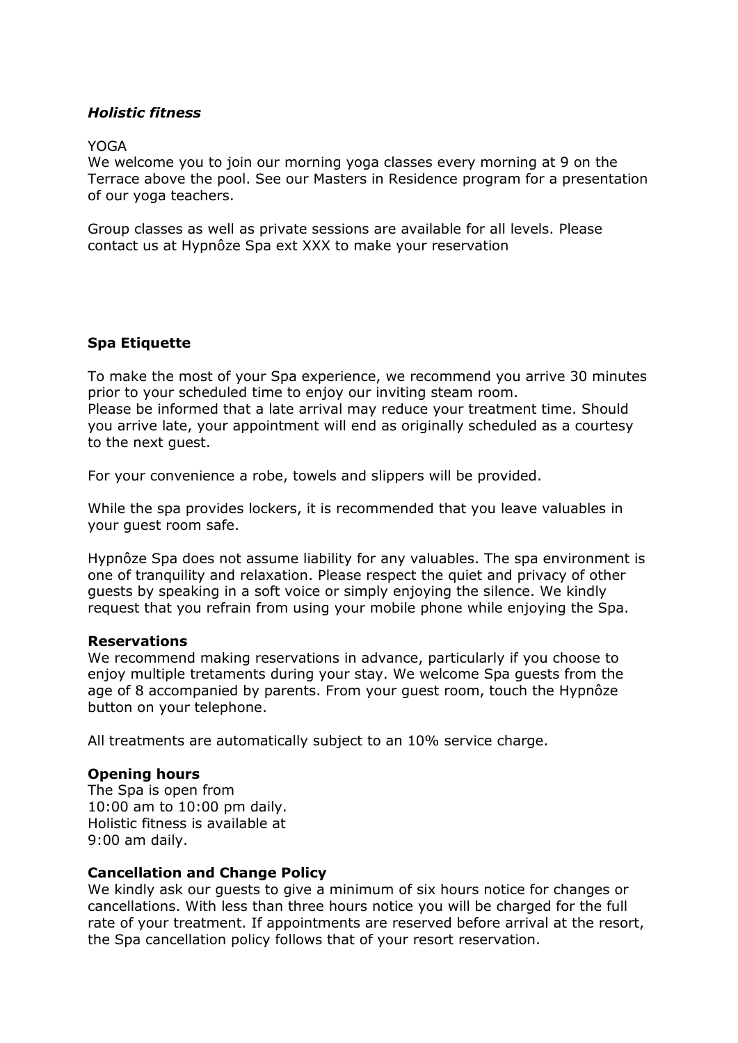### *Holistic fitness*

YOGA

We welcome you to join our morning yoga classes every morning at 9 on the Terrace above the pool. See our Masters in Residence program for a presentation of our yoga teachers.

Group classes as well as private sessions are available for all levels. Please contact us at Hypnôze Spa ext XXX to make your reservation

### **Spa Etiquette**

To make the most of your Spa experience, we recommend you arrive 30 minutes prior to your scheduled time to enjoy our inviting steam room.
Please be informed that a late arrival may reduce your treatment time. Should you arrive late, your appointment will end as originally scheduled as a courtesy to the next guest.

For your convenience a robe, towels and slippers will be provided.

While the spa provides lockers, it is recommended that you leave valuables in your guest room safe.

Hypnôze Spa does not assume liability for any valuables. The spa environment is one of tranquility and relaxation. Please respect the quiet and privacy of other guests by speaking in a soft voice or simply enjoying the silence. We kindly request that you refrain from using your mobile phone while enjoying the Spa.

**Reservations**

We recommend making reservations in advance, particularly if you choose to enjoy multiple tretaments during your stay. We welcome Spa guests from the age of 8 accompanied by parents. From your guest room, touch the Hypnôze button on your telephone.

All treatments are automatically subject to an 10% service charge.

**Opening hours**

The Spa is open from
10:00 am to 10:00 pm daily.
Holistic fitness is available at
9:00 am daily.

**Cancellation and Change Policy**

We kindly ask our guests to give a minimum of six hours notice for changes or cancellations. With less than three hours notice you will be charged for the full rate of your treatment. If appointments are reserved before arrival at the resort, the Spa cancellation policy follows that of your resort reservation.